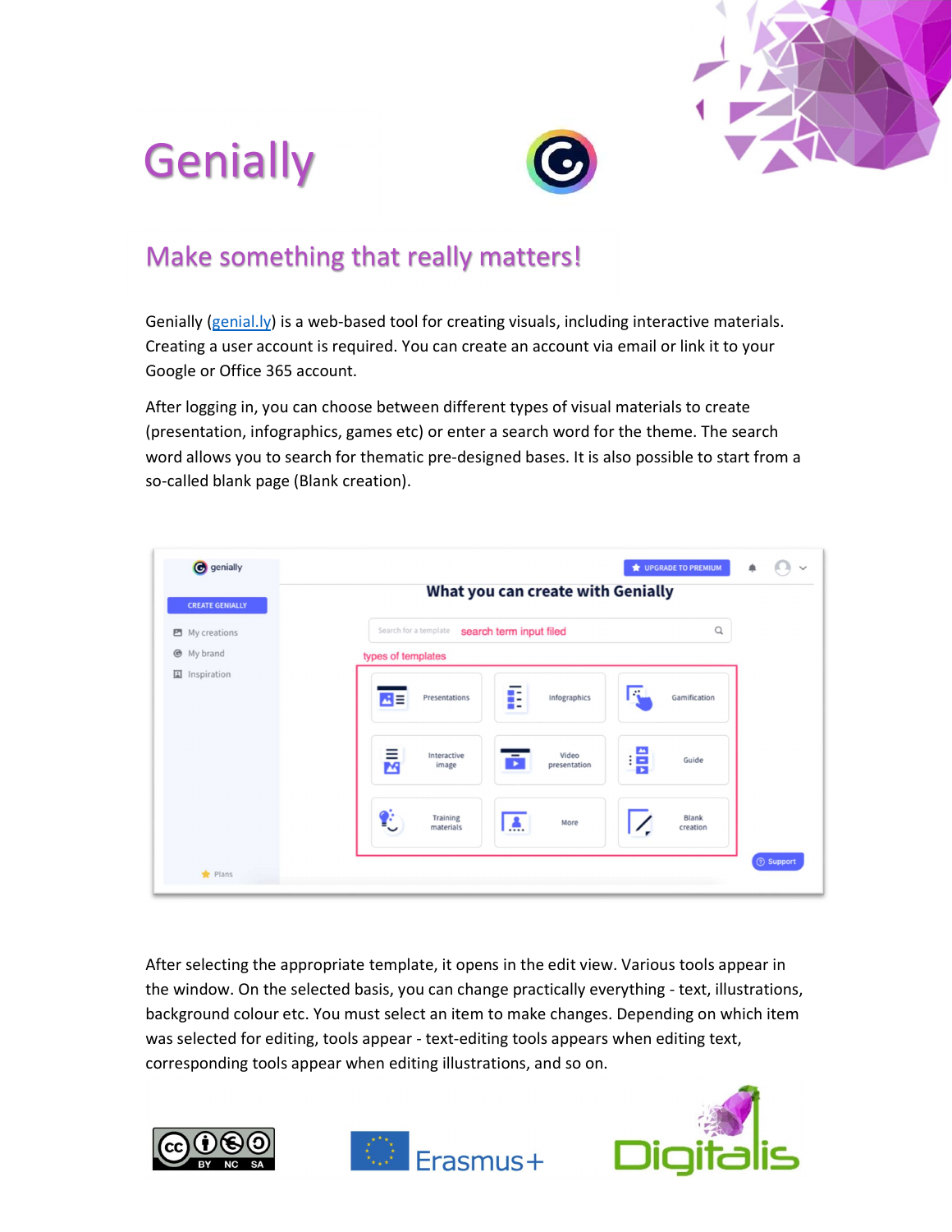# Genially

## Make something that really matters!

Genially ([genial.ly](https://genial.ly)) is a web-based tool for creating visuals, including interactive materials. Creating a user account is required. You can create an account via email or link it to your Google or Office 365 account.

After logging in, you can choose between different types of visual materials to create (presentation, infographics, games etc) or enter a search word for the theme. The search word allows you to search for thematic pre-designed bases. It is also possible to start from a so-called blank page (Blank creation).

After selecting the appropriate template, it opens in the edit view. Various tools appear in the window. On the selected basis, you can change practically everything - text, illustrations, background colour etc. You must select an item to make changes. Depending on which item was selected for editing, tools appear - text-editing tools appears when editing text, corresponding tools appear when editing illustrations, and so on.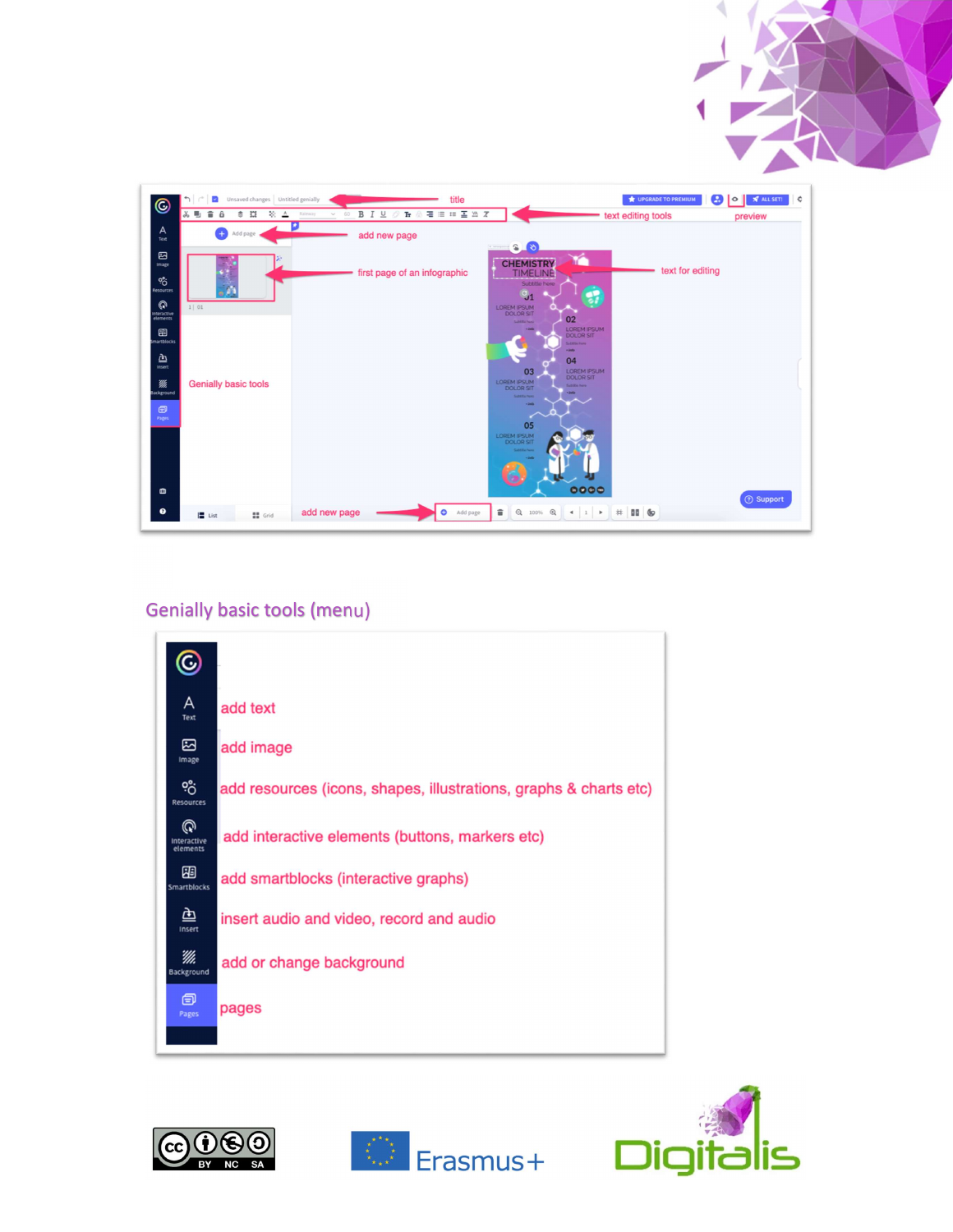## Genially basic tools (menu)

- add text
- add image
- add resources (icons, shapes, illustrations, graphs & charts etc)
- add interactive elements (buttons, markers etc)
- add smartblocks (interactive graphs)
- insert audio and video, record and audio
- add or change background
- pages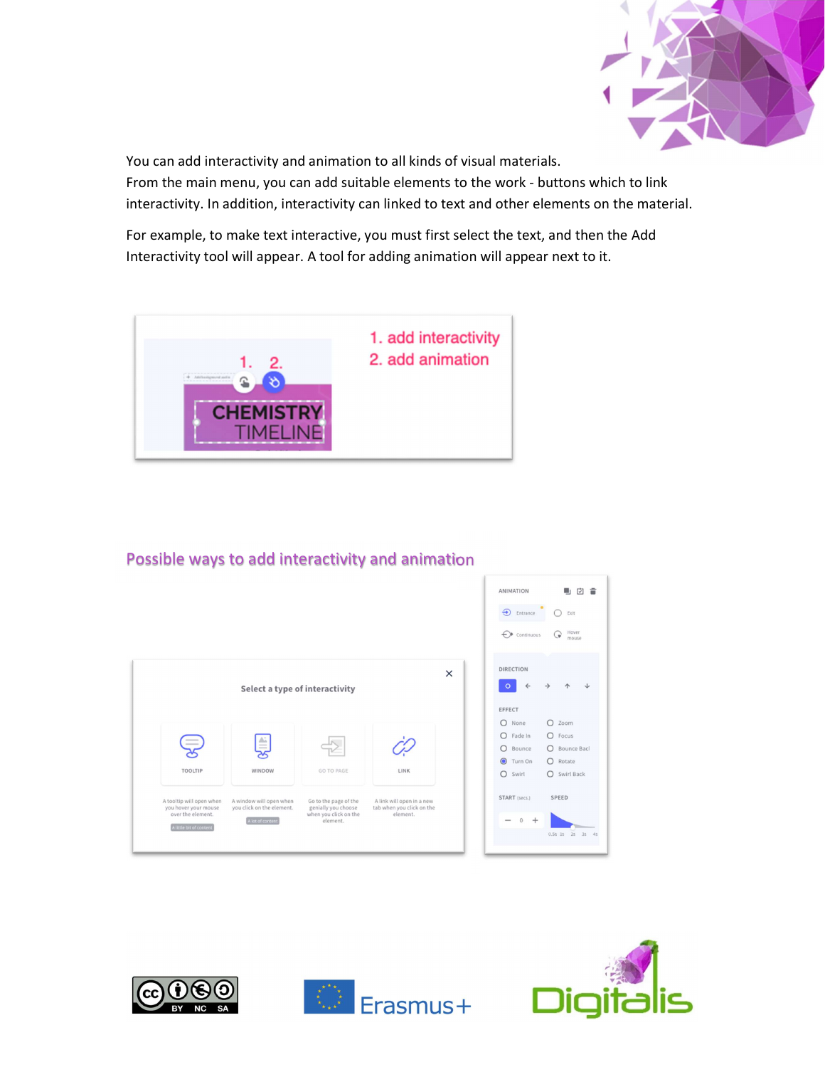You can add interactivity and animation to all kinds of visual materials.
From the main menu, you can add suitable elements to the work - buttons which to link interactivity. In addition, interactivity can linked to text and other elements on the material.

For example, to make text interactive, you must first select the text, and then the Add Interactivity tool will appear. A tool for adding animation will appear next to it.

## Possible ways to add interactivity and animation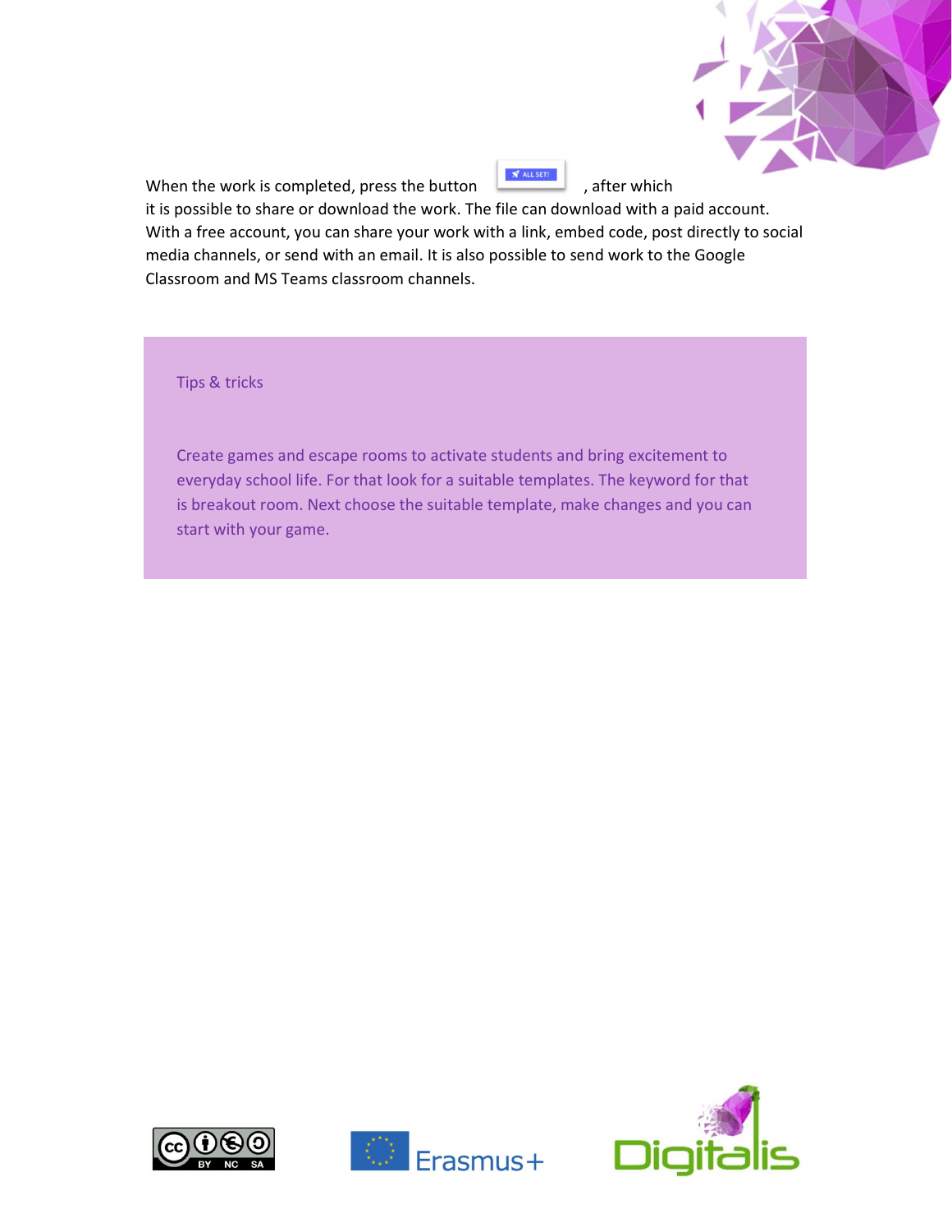When the work is completed, press the button ALL SET!, after which it is possible to share or download the work. The file can download with a paid account. With a free account, you can share your work with a link, embed code, post directly to social media channels, or send with an email. It is also possible to send work to the Google Classroom and MS Teams classroom channels.

> Tips & tricks
>
> Create games and escape rooms to activate students and bring excitement to everyday school life. For that look for a suitable templates. The keyword for that is breakout room. Next choose the suitable template, make changes and you can start with your game.